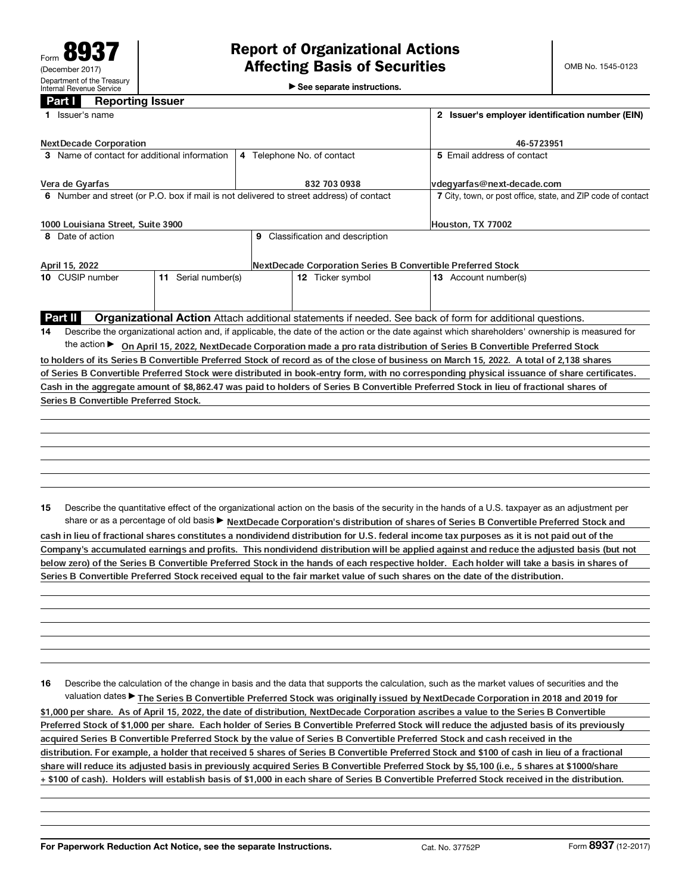Form **8937**
(December 2017)
Department of the Treasury
Internal Revenue Service

# Report of Organizational Actions Affecting Basis of Securities

► See separate instructions.

OMB No. 1545-0123

## Part I Reporting Issuer

| | | | |
|---|---|---|---|
| **1** Issuer's name<br>NextDecade Corporation | | | **2** Issuer's employer identification number (EIN)<br>46-5723951 |
| **3** Name of contact for additional information<br>Vera de Gyarfas | **4** Telephone No. of contact<br>832 703 0938 | | **5** Email address of contact<br>vdegyarfas@next-decade.com |
| **6** Number and street (or P.O. box if mail is not delivered to street address) of contact<br>1000 Louisiana Street, Suite 3900 | | | **7** City, town, or post office, state, and ZIP code of contact<br>Houston, TX 77002 |
| **8** Date of action<br>April 15, 2022 | **9** Classification and description<br>NextDecade Corporation Series B Convertible Preferred Stock | | |
| **10** CUSIP number | **11** Serial number(s) | **12** Ticker symbol | **13** Account number(s) |

## Part II Organizational Action

Attach additional statements if needed. See back of form for additional questions.

**14** Describe the organizational action and, if applicable, the date of the action or the date against which shareholders' ownership is measured for the action ► On April 15, 2022, NextDecade Corporation made a pro rata distribution of Series B Convertible Preferred Stock to holders of its Series B Convertible Preferred Stock of record as of the close of business on March 15, 2022. A total of 2,138 shares of Series B Convertible Preferred Stock were distributed in book-entry form, with no corresponding physical issuance of share certificates. Cash in the aggregate amount of $8,862.47 was paid to holders of Series B Convertible Preferred Stock in lieu of fractional shares of Series B Convertible Preferred Stock.

**15** Describe the quantitative effect of the organizational action on the basis of the security in the hands of a U.S. taxpayer as an adjustment per share or as a percentage of old basis ► NextDecade Corporation's distribution of shares of Series B Convertible Preferred Stock and cash in lieu of fractional shares constitutes a nondividend distribution for U.S. federal income tax purposes as it is not paid out of the Company's accumulated earnings and profits. This nondividend distribution will be applied against and reduce the adjusted basis (but not below zero) of the Series B Convertible Preferred Stock in the hands of each respective holder. Each holder will take a basis in shares of Series B Convertible Preferred Stock received equal to the fair market value of such shares on the date of the distribution.

**16** Describe the calculation of the change in basis and the data that supports the calculation, such as the market values of securities and the valuation dates ► The Series B Convertible Preferred Stock was originally issued by NextDecade Corporation in 2018 and 2019 for $1,000 per share. As of April 15, 2022, the date of distribution, NextDecade Corporation ascribes a value to the Series B Convertible Preferred Stock of $1,000 per share. Each holder of Series B Convertible Preferred Stock will reduce the adjusted basis of its previously acquired Series B Convertible Preferred Stock by the value of Series B Convertible Preferred Stock and cash received in the distribution. For example, a holder that received 5 shares of Series B Convertible Preferred Stock and $100 of cash in lieu of a fractional share will reduce its adjusted basis in previously acquired Series B Convertible Preferred Stock by $5,100 (i.e., 5 shares at $1000/share + $100 of cash). Holders will establish basis of $1,000 in each share of Series B Convertible Preferred Stock received in the distribution.

For Paperwork Reduction Act Notice, see the separate Instructions. Cat. No. 37752P Form **8937** (12-2017)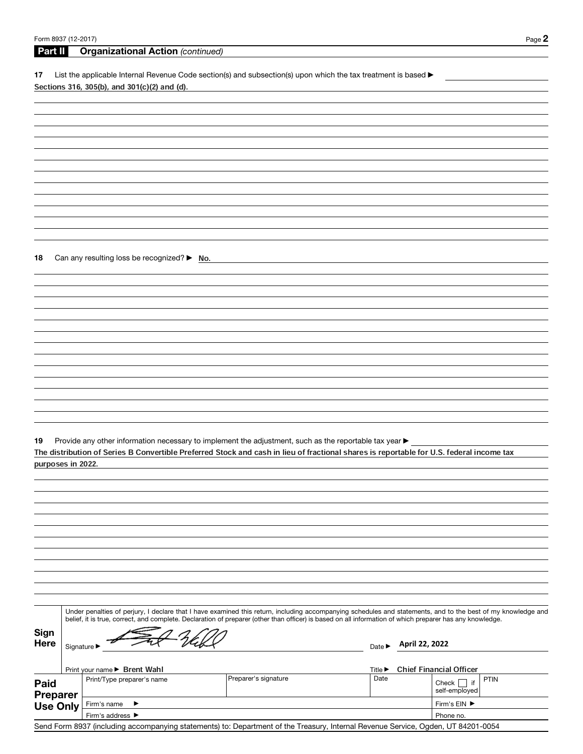## Part II Organizational Action *(continued)*

**17** List the applicable Internal Revenue Code section(s) and subsection(s) upon which the tax treatment is based ▶

**Sections 316, 305(b), and 301(c)(2) and (d).**

**18** Can any resulting loss be recognized? ▶ **No.**

**19** Provide any other information necessary to implement the adjustment, such as the reportable tax year ▶

**The distribution of Series B Convertible Preferred Stock and cash in lieu of fractional shares is reportable for U.S. federal income tax purposes in 2022.**

**Sign Here**

Under penalties of perjury, I declare that I have examined this return, including accompanying schedules and statements, and to the best of my knowledge and belief, it is true, correct, and complete. Declaration of preparer (other than officer) is based on all information of which preparer has any knowledge.

Signature ▶ [signature] Date ▶ **April 22, 2022**

Print your name ▶ **Brent Wahl** Title ▶ **Chief Financial Officer**

**Paid Preparer Use Only**

| Print/Type preparer's name | Preparer's signature | Date | Check ☐ if self-employed | PTIN |
|---|---|---|---|---|
| Firm's name ▶ | | | Firm's EIN ▶ | |
| Firm's address ▶ | | | Phone no. | |

Send Form 8937 (including accompanying statements) to: Department of the Treasury, Internal Revenue Service, Ogden, UT 84201-0054